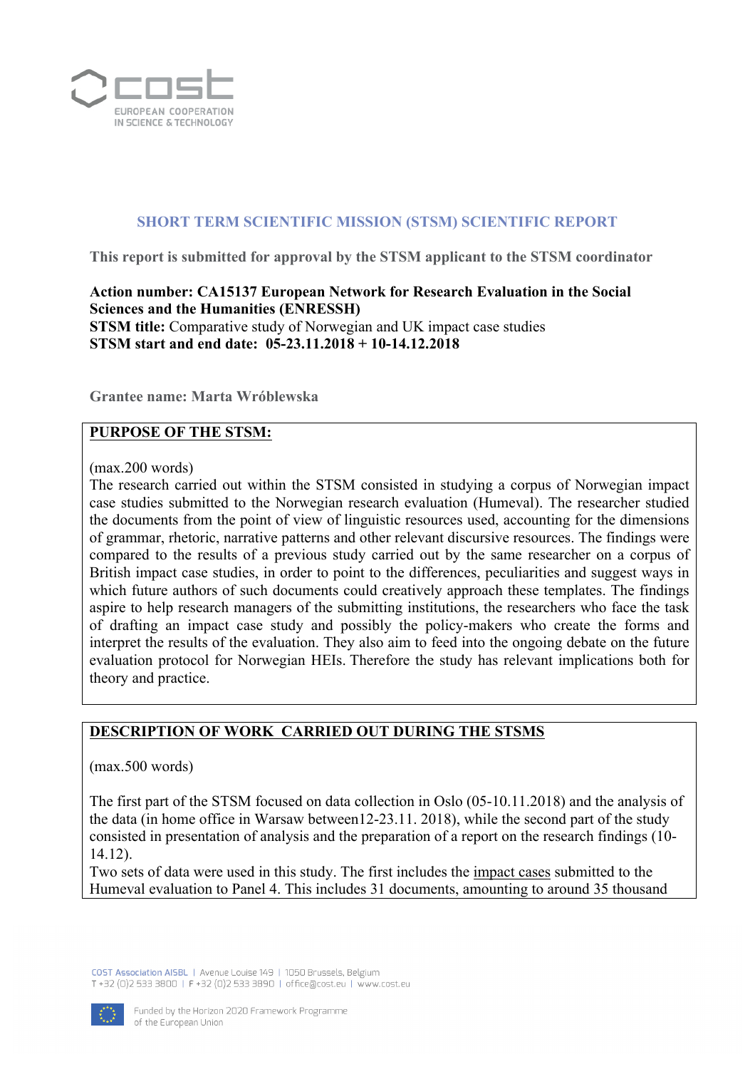## SHORT TERM SCIENTIFIC MISSION (STSM) SCIENTIFIC REPORT

**This report is submitted for approval by the STSM applicant to the STSM coordinator**

**Action number: CA15137 European Network for Research Evaluation in the Social Sciences and the Humanities (ENRESSH)**
**STSM title:** Comparative study of Norwegian and UK impact case studies
**STSM start and end date: 05-23.11.2018 + 10-14.12.2018**

**Grantee name: Marta Wróblewska**

### PURPOSE OF THE STSM:

(max.200 words)
The research carried out within the STSM consisted in studying a corpus of Norwegian impact case studies submitted to the Norwegian research evaluation (Humeval). The researcher studied the documents from the point of view of linguistic resources used, accounting for the dimensions of grammar, rhetoric, narrative patterns and other relevant discursive resources. The findings were compared to the results of a previous study carried out by the same researcher on a corpus of British impact case studies, in order to point to the differences, peculiarities and suggest ways in which future authors of such documents could creatively approach these templates. The findings aspire to help research managers of the submitting institutions, the researchers who face the task of drafting an impact case study and possibly the policy-makers who create the forms and interpret the results of the evaluation. They also aim to feed into the ongoing debate on the future evaluation protocol for Norwegian HEIs. Therefore the study has relevant implications both for theory and practice.

### DESCRIPTION OF WORK CARRIED OUT DURING THE STSMS

(max.500 words)

The first part of the STSM focused on data collection in Oslo (05-10.11.2018) and the analysis of the data (in home office in Warsaw between12-23.11. 2018), while the second part of the study consisted in presentation of analysis and the preparation of a report on the research findings (10-14.12).
Two sets of data were used in this study. The first includes the impact cases submitted to the Humeval evaluation to Panel 4. This includes 31 documents, amounting to around 35 thousand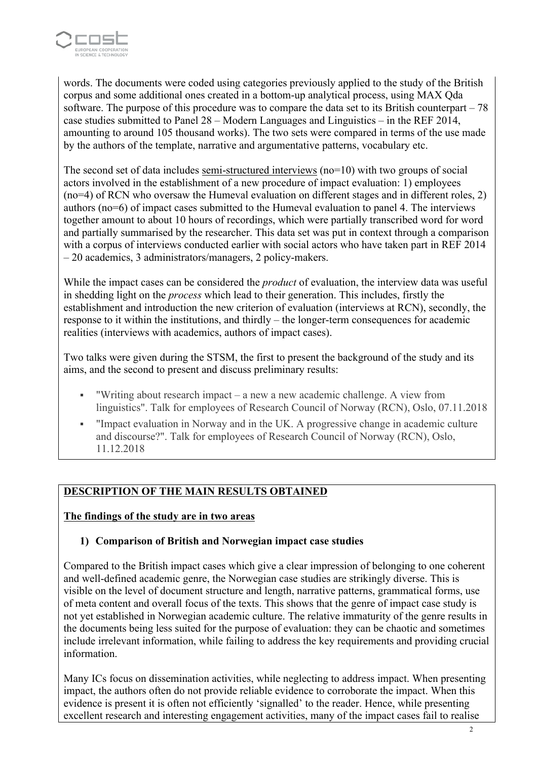words. The documents were coded using categories previously applied to the study of the British corpus and some additional ones created in a bottom-up analytical process, using MAX Qda software. The purpose of this procedure was to compare the data set to its British counterpart – 78 case studies submitted to Panel 28 – Modern Languages and Linguistics – in the REF 2014, amounting to around 105 thousand works). The two sets were compared in terms of the use made by the authors of the template, narrative and argumentative patterns, vocabulary etc.

The second set of data includes semi-structured interviews (no=10) with two groups of social actors involved in the establishment of a new procedure of impact evaluation: 1) employees (no=4) of RCN who oversaw the Humeval evaluation on different stages and in different roles, 2) authors (no=6) of impact cases submitted to the Humeval evaluation to panel 4. The interviews together amount to about 10 hours of recordings, which were partially transcribed word for word and partially summarised by the researcher. This data set was put in context through a comparison with a corpus of interviews conducted earlier with social actors who have taken part in REF 2014 – 20 academics, 3 administrators/managers, 2 policy-makers.

While the impact cases can be considered the *product* of evaluation, the interview data was useful in shedding light on the *process* which lead to their generation. This includes, firstly the establishment and introduction the new criterion of evaluation (interviews at RCN), secondly, the response to it within the institutions, and thirdly – the longer-term consequences for academic realities (interviews with academics, authors of impact cases).

Two talks were given during the STSM, the first to present the background of the study and its aims, and the second to present and discuss preliminary results:

- "Writing about research impact – a new a new academic challenge. A view from linguistics". Talk for employees of Research Council of Norway (RCN), Oslo, 07.11.2018
- "Impact evaluation in Norway and in the UK. A progressive change in academic culture and discourse?". Talk for employees of Research Council of Norway (RCN), Oslo, 11.12.2018

## DESCRIPTION OF THE MAIN RESULTS OBTAINED

**The findings of the study are in two areas**

### 1) Comparison of British and Norwegian impact case studies

Compared to the British impact cases which give a clear impression of belonging to one coherent and well-defined academic genre, the Norwegian case studies are strikingly diverse. This is visible on the level of document structure and length, narrative patterns, grammatical forms, use of meta content and overall focus of the texts. This shows that the genre of impact case study is not yet established in Norwegian academic culture. The relative immaturity of the genre results in the documents being less suited for the purpose of evaluation: they can be chaotic and sometimes include irrelevant information, while failing to address the key requirements and providing crucial information.

Many ICs focus on dissemination activities, while neglecting to address impact. When presenting impact, the authors often do not provide reliable evidence to corroborate the impact. When this evidence is present it is often not efficiently 'signalled' to the reader. Hence, while presenting excellent research and interesting engagement activities, many of the impact cases fail to realise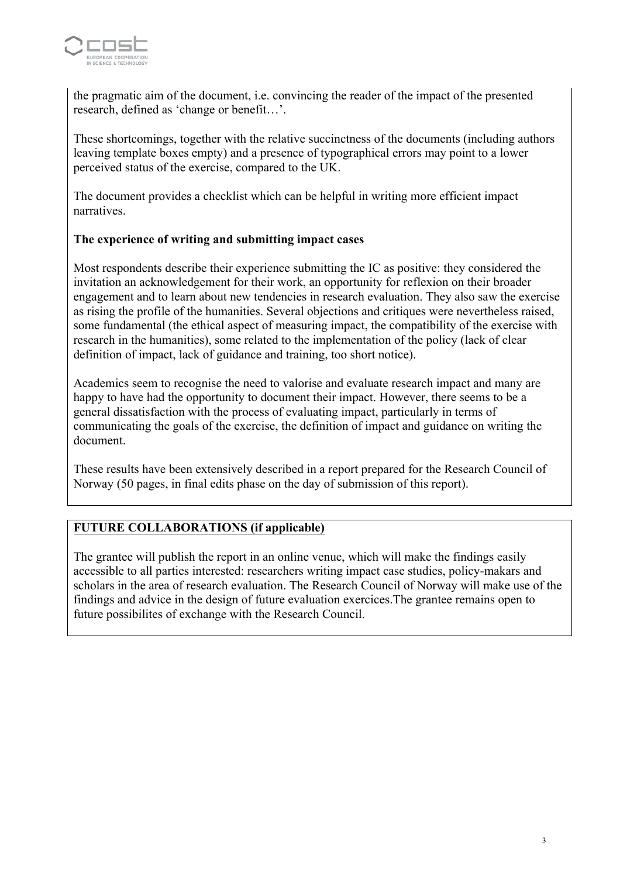the pragmatic aim of the document, i.e. convincing the reader of the impact of the presented research, defined as 'change or benefit…'.

These shortcomings, together with the relative succinctness of the documents (including authors leaving template boxes empty) and a presence of typographical errors may point to a lower perceived status of the exercise, compared to the UK.

The document provides a checklist which can be helpful in writing more efficient impact narratives.

**The experience of writing and submitting impact cases**

Most respondents describe their experience submitting the IC as positive: they considered the invitation an acknowledgement for their work, an opportunity for reflexion on their broader engagement and to learn about new tendencies in research evaluation. They also saw the exercise as rising the profile of the humanities. Several objections and critiques were nevertheless raised, some fundamental (the ethical aspect of measuring impact, the compatibility of the exercise with research in the humanities), some related to the implementation of the policy (lack of clear definition of impact, lack of guidance and training, too short notice).

Academics seem to recognise the need to valorise and evaluate research impact and many are happy to have had the opportunity to document their impact. However, there seems to be a general dissatisfaction with the process of evaluating impact, particularly in terms of communicating the goals of the exercise, the definition of impact and guidance on writing the document.

These results have been extensively described in a report prepared for the Research Council of Norway (50 pages, in final edits phase on the day of submission of this report).

**FUTURE COLLABORATIONS (if applicable)**

The grantee will publish the report in an online venue, which will make the findings easily accessible to all parties interested: researchers writing impact case studies, policy-makars and scholars in the area of research evaluation. The Research Council of Norway will make use of the findings and advice in the design of future evaluation exercices.The grantee remains open to future possibilites of exchange with the Research Council.